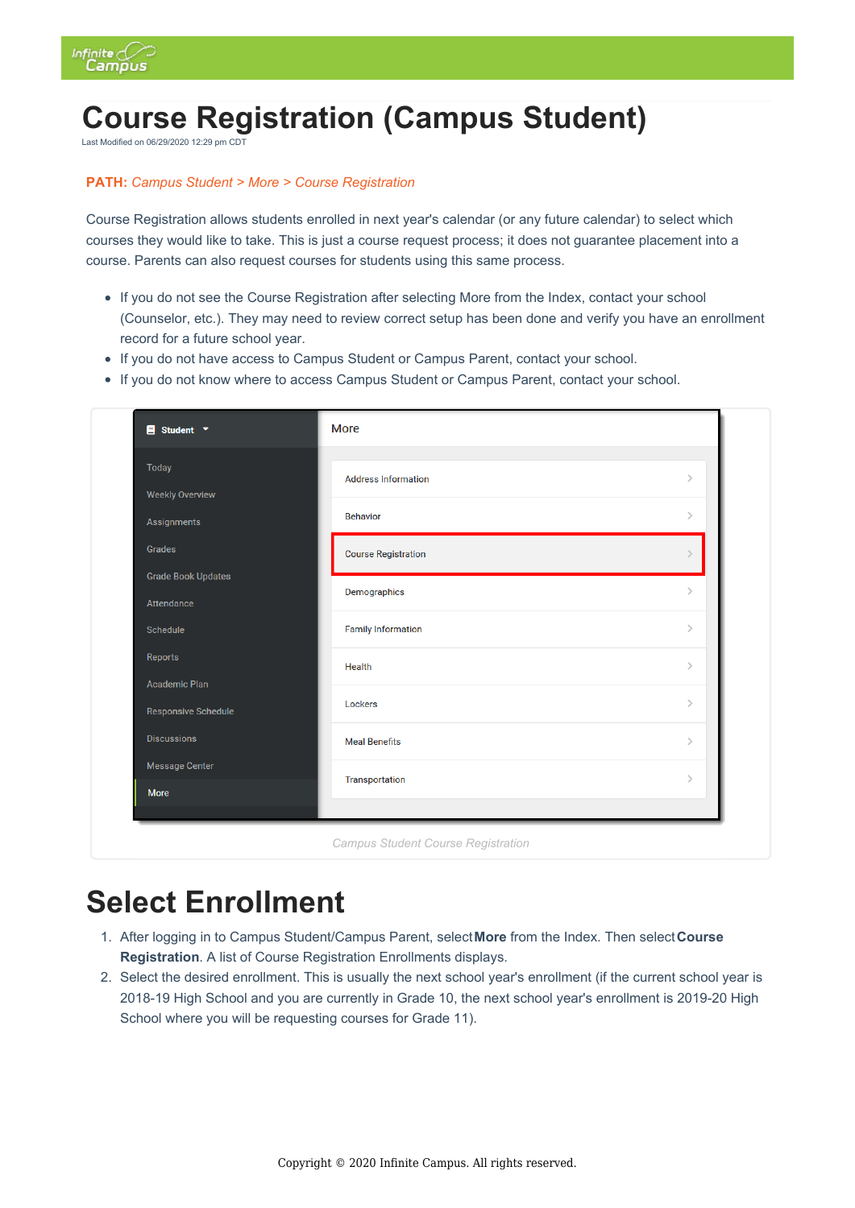# Course Registration (Campus Student)

Last Modified on 06/29/2020 12:29 pm CDT

**PATH:** *Campus Student > More > Course Registration*

Course Registration allows students enrolled in next year's calendar (or any future calendar) to select which courses they would like to take. This is just a course request process; it does not guarantee placement into a course. Parents can also request courses for students using this same process.

- If you do not see the Course Registration after selecting More from the Index, contact your school (Counselor, etc.). They may need to review correct setup has been done and verify you have an enrollment record for a future school year.
- If you do not have access to Campus Student or Campus Parent, contact your school.
- If you do not know where to access Campus Student or Campus Parent, contact your school.

*Campus Student Course Registration*

# Select Enrollment

1. After logging in to Campus Student/Campus Parent, select **More** from the Index. Then select **Course Registration**. A list of Course Registration Enrollments displays.
2. Select the desired enrollment. This is usually the next school year's enrollment (if the current school year is 2018-19 High School and you are currently in Grade 10, the next school year's enrollment is 2019-20 High School where you will be requesting courses for Grade 11).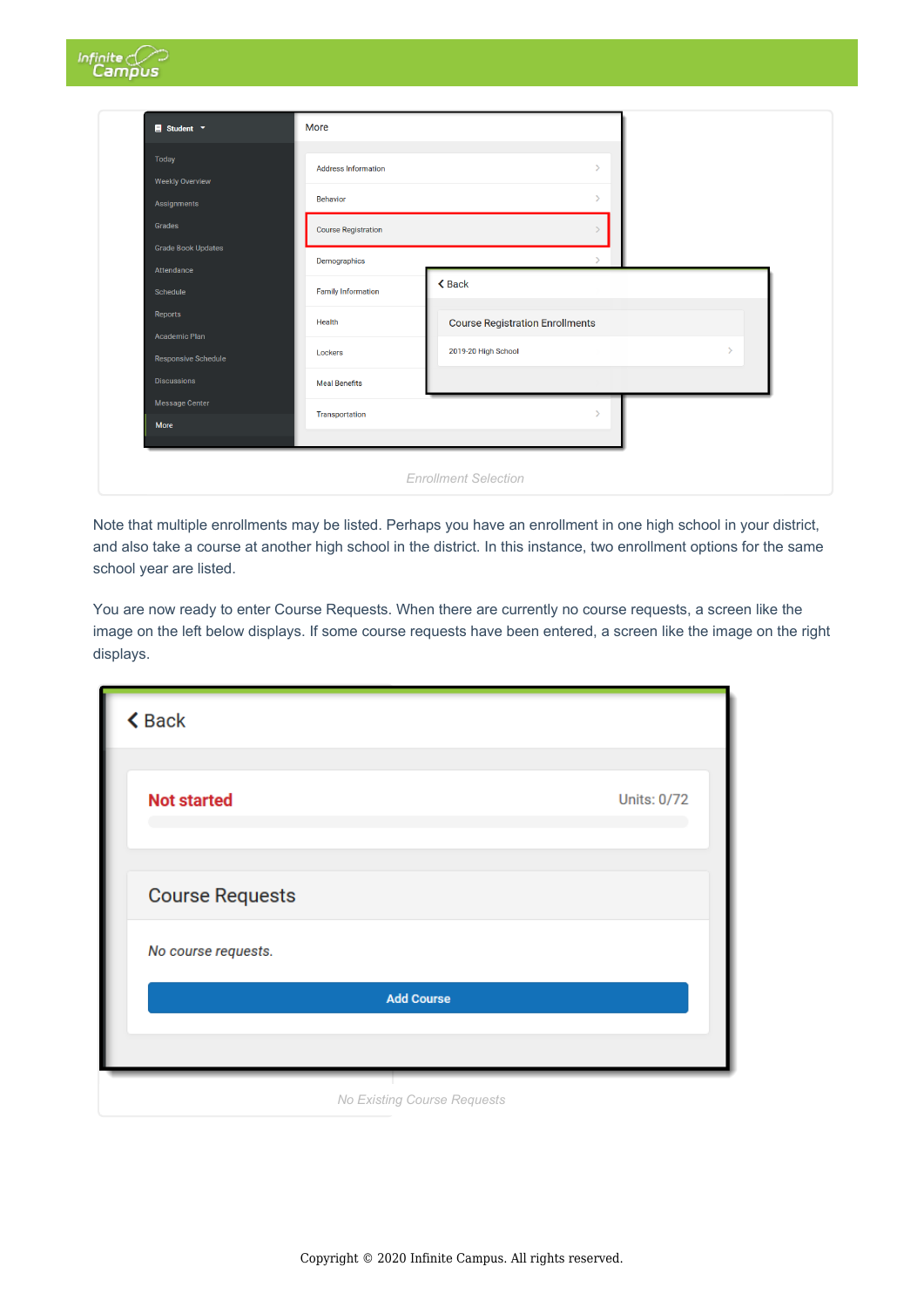Enrollment Selection

Note that multiple enrollments may be listed. Perhaps you have an enrollment in one high school in your district, and also take a course at another high school in the district. In this instance, two enrollment options for the same school year are listed.

You are now ready to enter Course Requests. When there are currently no course requests, a screen like the image on the left below displays. If some course requests have been entered, a screen like the image on the right displays.

No Existing Course Requests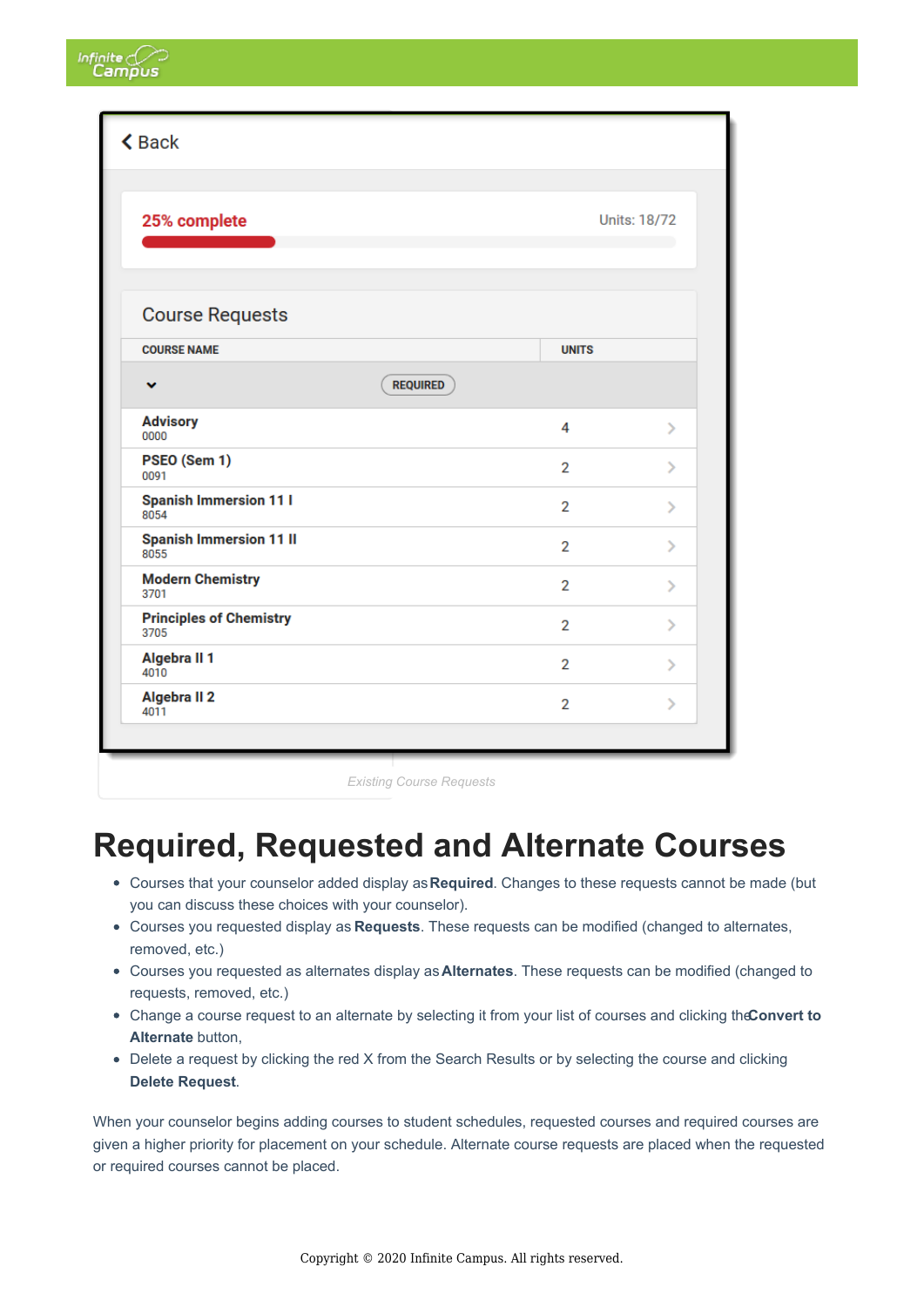Existing Course Requests

# Required, Requested and Alternate Courses

- Courses that your counselor added display as **Required**. Changes to these requests cannot be made (but you can discuss these choices with your counselor).
- Courses you requested display as **Requests**. These requests can be modified (changed to alternates, removed, etc.)
- Courses you requested as alternates display as **Alternates**. These requests can be modified (changed to requests, removed, etc.)
- Change a course request to an alternate by selecting it from your list of courses and clicking the **Convert to Alternate** button,
- Delete a request by clicking the red X from the Search Results or by selecting the course and clicking **Delete Request**.

When your counselor begins adding courses to student schedules, requested courses and required courses are given a higher priority for placement on your schedule. Alternate course requests are placed when the requested or required courses cannot be placed.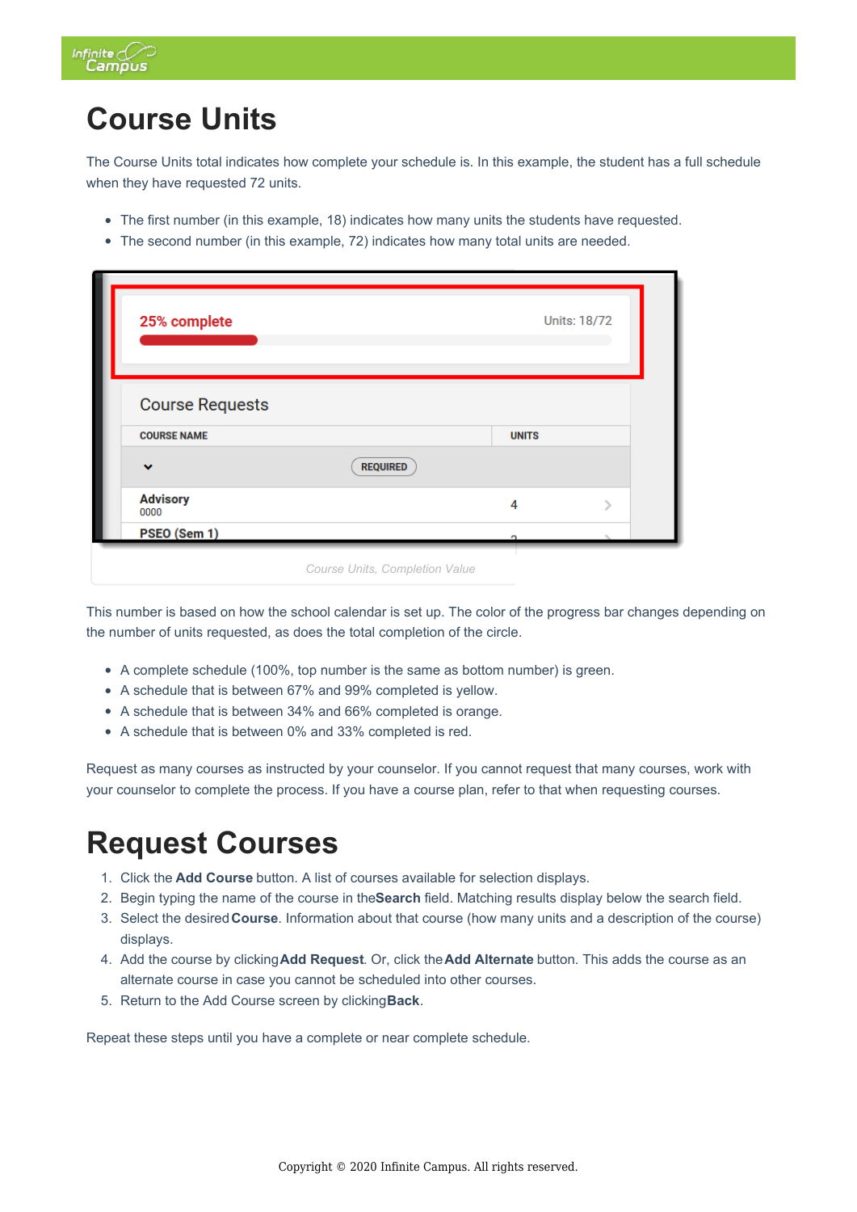# Course Units

The Course Units total indicates how complete your schedule is. In this example, the student has a full schedule when they have requested 72 units.

- The first number (in this example, 18) indicates how many units the students have requested.
- The second number (in this example, 72) indicates how many total units are needed.

Course Units, Completion Value

This number is based on how the school calendar is set up. The color of the progress bar changes depending on the number of units requested, as does the total completion of the circle.

- A complete schedule (100%, top number is the same as bottom number) is green.
- A schedule that is between 67% and 99% completed is yellow.
- A schedule that is between 34% and 66% completed is orange.
- A schedule that is between 0% and 33% completed is red.

Request as many courses as instructed by your counselor. If you cannot request that many courses, work with your counselor to complete the process. If you have a course plan, refer to that when requesting courses.

# Request Courses

1. Click the **Add Course** button. A list of courses available for selection displays.
2. Begin typing the name of the course in the **Search** field. Matching results display below the search field.
3. Select the desired **Course**. Information about that course (how many units and a description of the course) displays.
4. Add the course by clicking **Add Request**. Or, click the **Add Alternate** button. This adds the course as an alternate course in case you cannot be scheduled into other courses.
5. Return to the Add Course screen by clicking **Back**.

Repeat these steps until you have a complete or near complete schedule.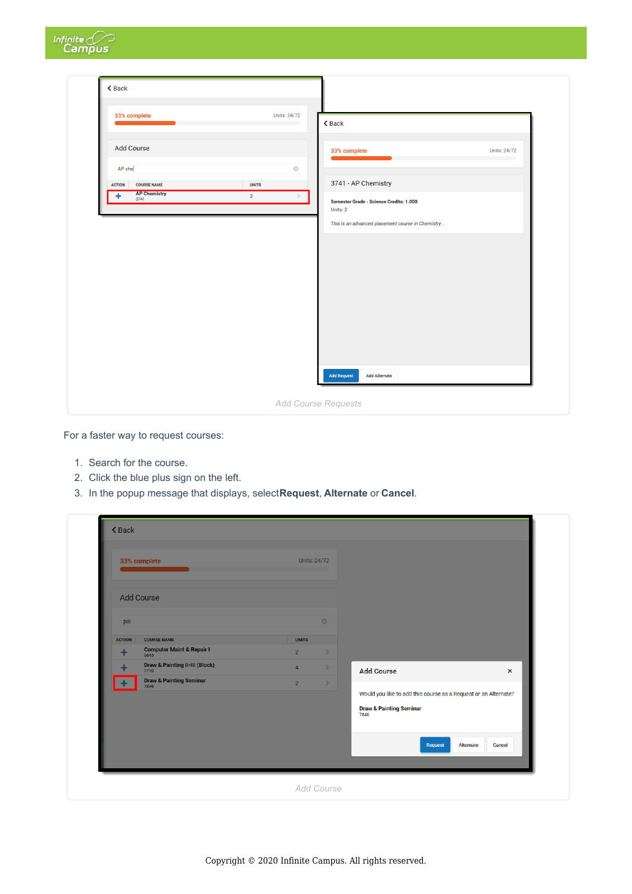Add Course Requests

For a faster way to request courses:

1. Search for the course.
2. Click the blue plus sign on the left.
3. In the popup message that displays, select**Request**, **Alternate** or **Cancel**.

Add Course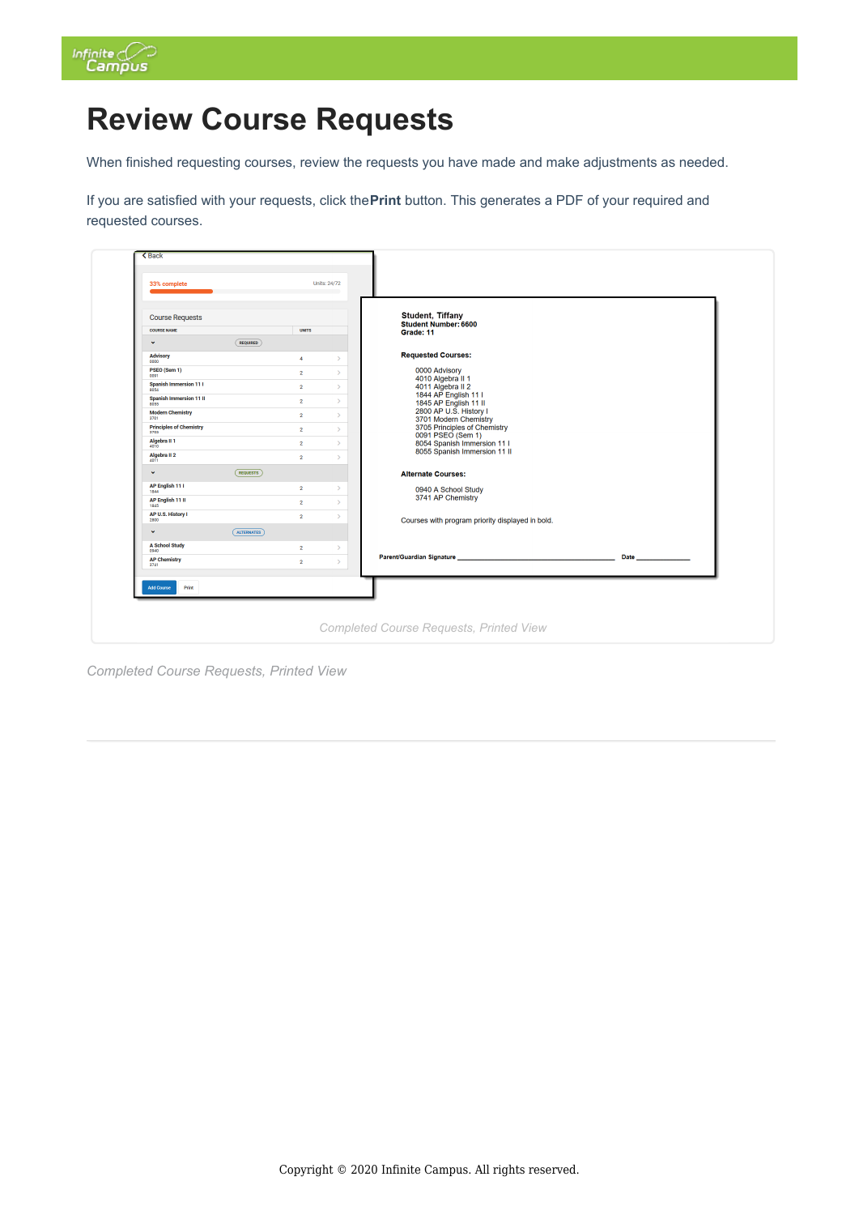# Review Course Requests

When finished requesting courses, review the requests you have made and make adjustments as needed.

If you are satisfied with your requests, click the **Print** button. This generates a PDF of your required and requested courses.

*Completed Course Requests, Printed View*

*Completed Course Requests, Printed View*